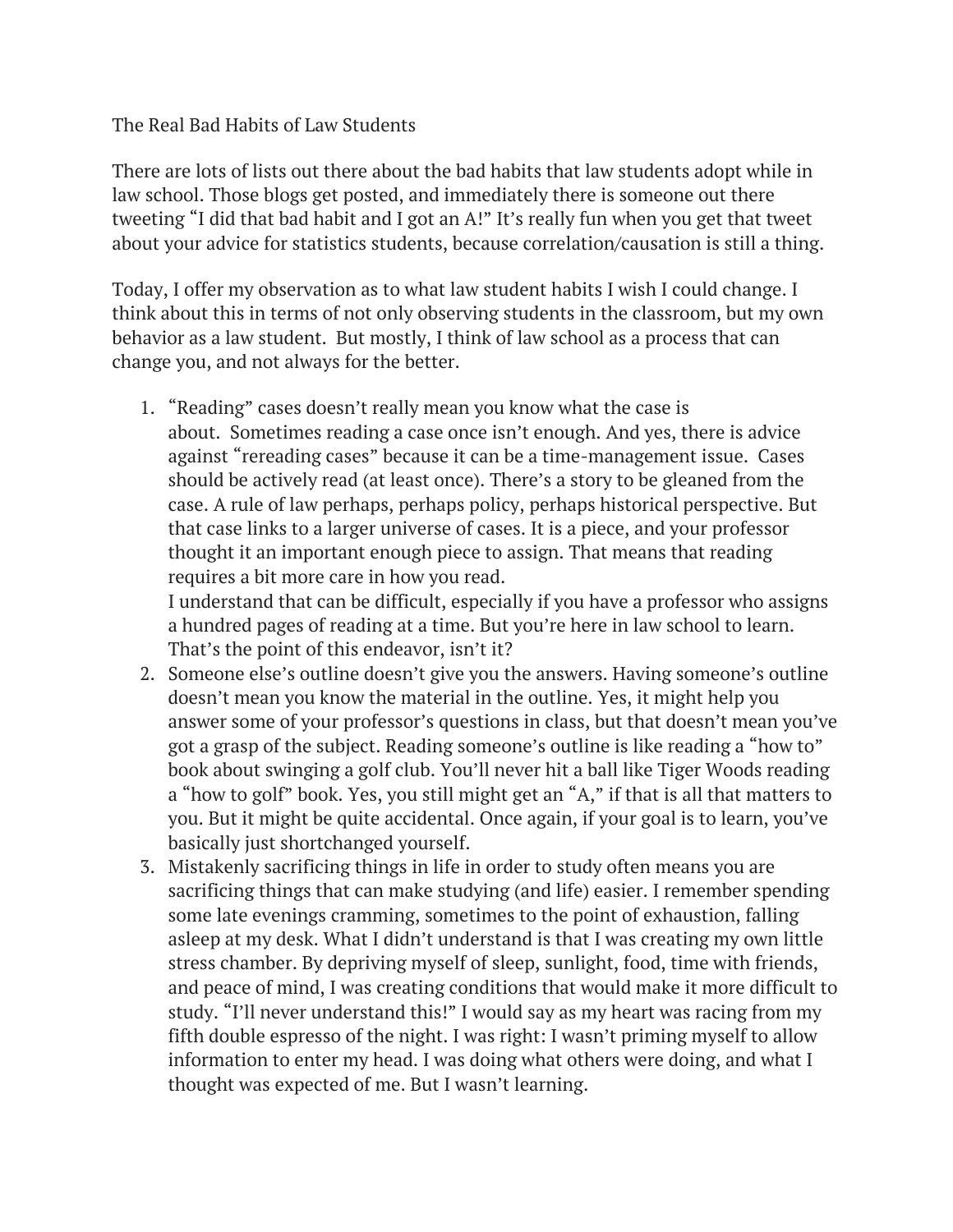# The Real Bad Habits of Law Students

There are lots of lists out there about the bad habits that law students adopt while in law school. Those blogs get posted, and immediately there is someone out there tweeting "I did that bad habit and I got an A!" It's really fun when you get that tweet about your advice for statistics students, because correlation/causation is still a thing.

Today, I offer my observation as to what law student habits I wish I could change. I think about this in terms of not only observing students in the classroom, but my own behavior as a law student. But mostly, I think of law school as a process that can change you, and not always for the better.

1. "Reading" cases doesn't really mean you know what the case is about. Sometimes reading a case once isn't enough. And yes, there is advice against "rereading cases" because it can be a time-management issue. Cases should be actively read (at least once). There's a story to be gleaned from the case. A rule of law perhaps, perhaps policy, perhaps historical perspective. But that case links to a larger universe of cases. It is a piece, and your professor thought it an important enough piece to assign. That means that reading requires a bit more care in how you read.
   I understand that can be difficult, especially if you have a professor who assigns a hundred pages of reading at a time. But you're here in law school to learn. That's the point of this endeavor, isn't it?
2. Someone else's outline doesn't give you the answers. Having someone's outline doesn't mean you know the material in the outline. Yes, it might help you answer some of your professor's questions in class, but that doesn't mean you've got a grasp of the subject. Reading someone's outline is like reading a "how to" book about swinging a golf club. You'll never hit a ball like Tiger Woods reading a "how to golf" book. Yes, you still might get an "A," if that is all that matters to you. But it might be quite accidental. Once again, if your goal is to learn, you've basically just shortchanged yourself.
3. Mistakenly sacrificing things in life in order to study often means you are sacrificing things that can make studying (and life) easier. I remember spending some late evenings cramming, sometimes to the point of exhaustion, falling asleep at my desk. What I didn't understand is that I was creating my own little stress chamber. By depriving myself of sleep, sunlight, food, time with friends, and peace of mind, I was creating conditions that would make it more difficult to study. "I'll never understand this!" I would say as my heart was racing from my fifth double espresso of the night. I was right: I wasn't priming myself to allow information to enter my head. I was doing what others were doing, and what I thought was expected of me. But I wasn't learning.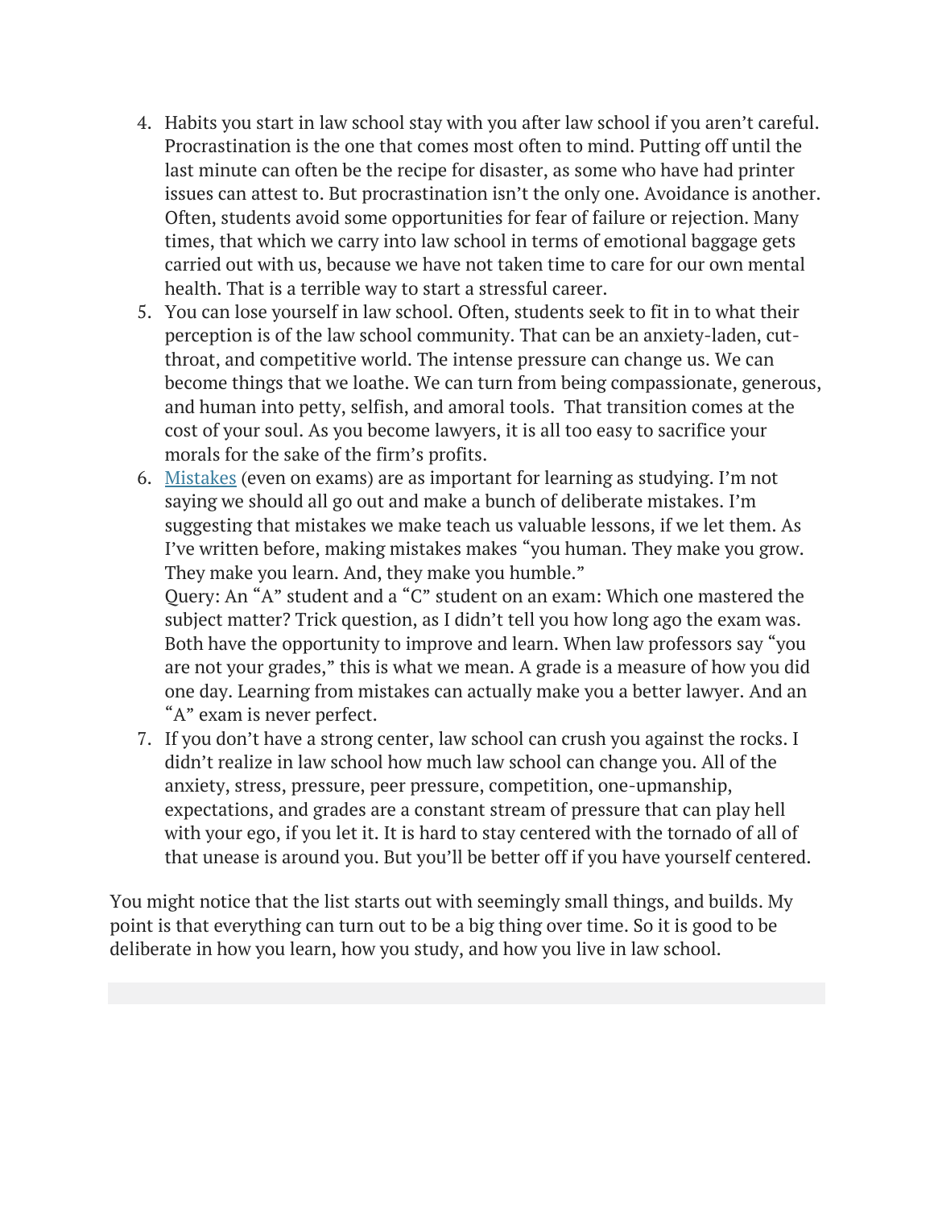4. Habits you start in law school stay with you after law school if you aren't careful. Procrastination is the one that comes most often to mind. Putting off until the last minute can often be the recipe for disaster, as some who have had printer issues can attest to. But procrastination isn't the only one. Avoidance is another. Often, students avoid some opportunities for fear of failure or rejection. Many times, that which we carry into law school in terms of emotional baggage gets carried out with us, because we have not taken time to care for our own mental health. That is a terrible way to start a stressful career.
5. You can lose yourself in law school. Often, students seek to fit in to what their perception is of the law school community. That can be an anxiety-laden, cut-throat, and competitive world. The intense pressure can change us. We can become things that we loathe. We can turn from being compassionate, generous, and human into petty, selfish, and amoral tools. That transition comes at the cost of your soul. As you become lawyers, it is all too easy to sacrifice your morals for the sake of the firm's profits.
6. [Mistakes](#) (even on exams) are as important for learning as studying. I'm not saying we should all go out and make a bunch of deliberate mistakes. I'm suggesting that mistakes we make teach us valuable lessons, if we let them. As I've written before, making mistakes makes "you human. They make you grow. They make you learn. And, they make you humble."
   Query: An "A" student and a "C" student on an exam: Which one mastered the subject matter? Trick question, as I didn't tell you how long ago the exam was. Both have the opportunity to improve and learn. When law professors say "you are not your grades," this is what we mean. A grade is a measure of how you did one day. Learning from mistakes can actually make you a better lawyer. And an "A" exam is never perfect.
7. If you don't have a strong center, law school can crush you against the rocks. I didn't realize in law school how much law school can change you. All of the anxiety, stress, pressure, peer pressure, competition, one-upmanship, expectations, and grades are a constant stream of pressure that can play hell with your ego, if you let it. It is hard to stay centered with the tornado of all of that unease is around you. But you'll be better off if you have yourself centered.

You might notice that the list starts out with seemingly small things, and builds. My point is that everything can turn out to be a big thing over time. So it is good to be deliberate in how you learn, how you study, and how you live in law school.